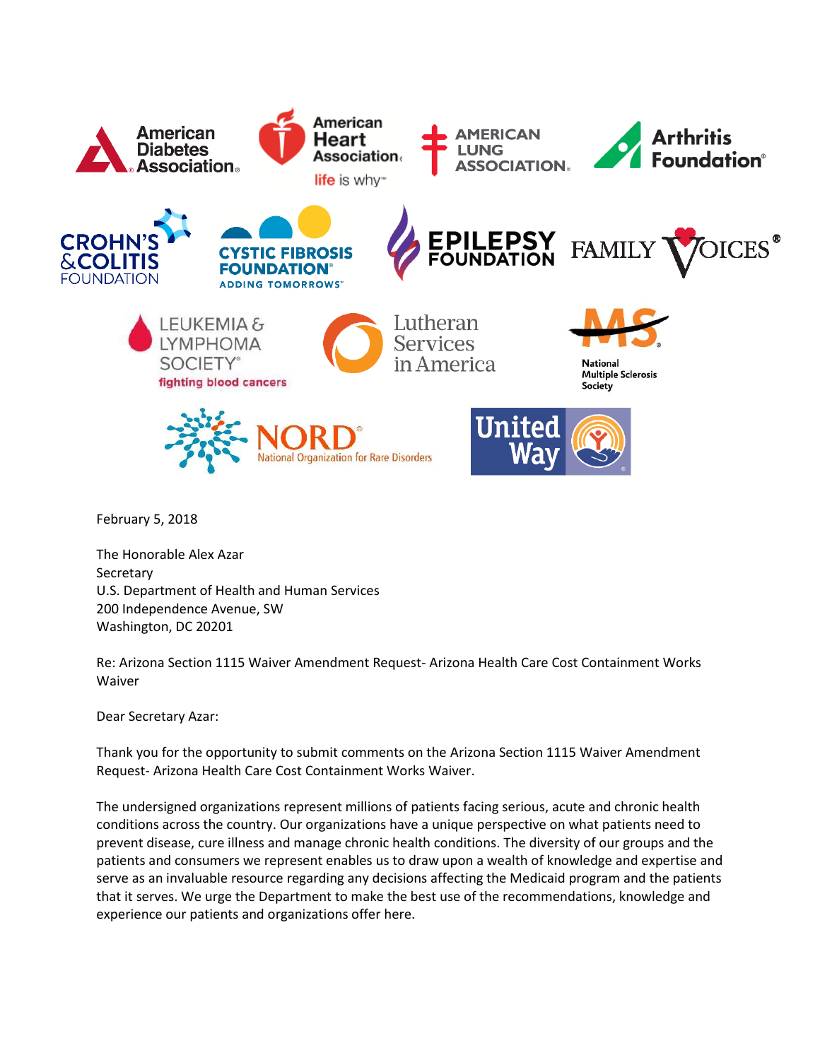February 5, 2018

The Honorable Alex Azar
Secretary
U.S. Department of Health and Human Services
200 Independence Avenue, SW
Washington, DC 20201

Re: Arizona Section 1115 Waiver Amendment Request- Arizona Health Care Cost Containment Works Waiver

Dear Secretary Azar:

Thank you for the opportunity to submit comments on the Arizona Section 1115 Waiver Amendment Request- Arizona Health Care Cost Containment Works Waiver.

The undersigned organizations represent millions of patients facing serious, acute and chronic health conditions across the country. Our organizations have a unique perspective on what patients need to prevent disease, cure illness and manage chronic health conditions. The diversity of our groups and the patients and consumers we represent enables us to draw upon a wealth of knowledge and expertise and serve as an invaluable resource regarding any decisions affecting the Medicaid program and the patients that it serves. We urge the Department to make the best use of the recommendations, knowledge and experience our patients and organizations offer here.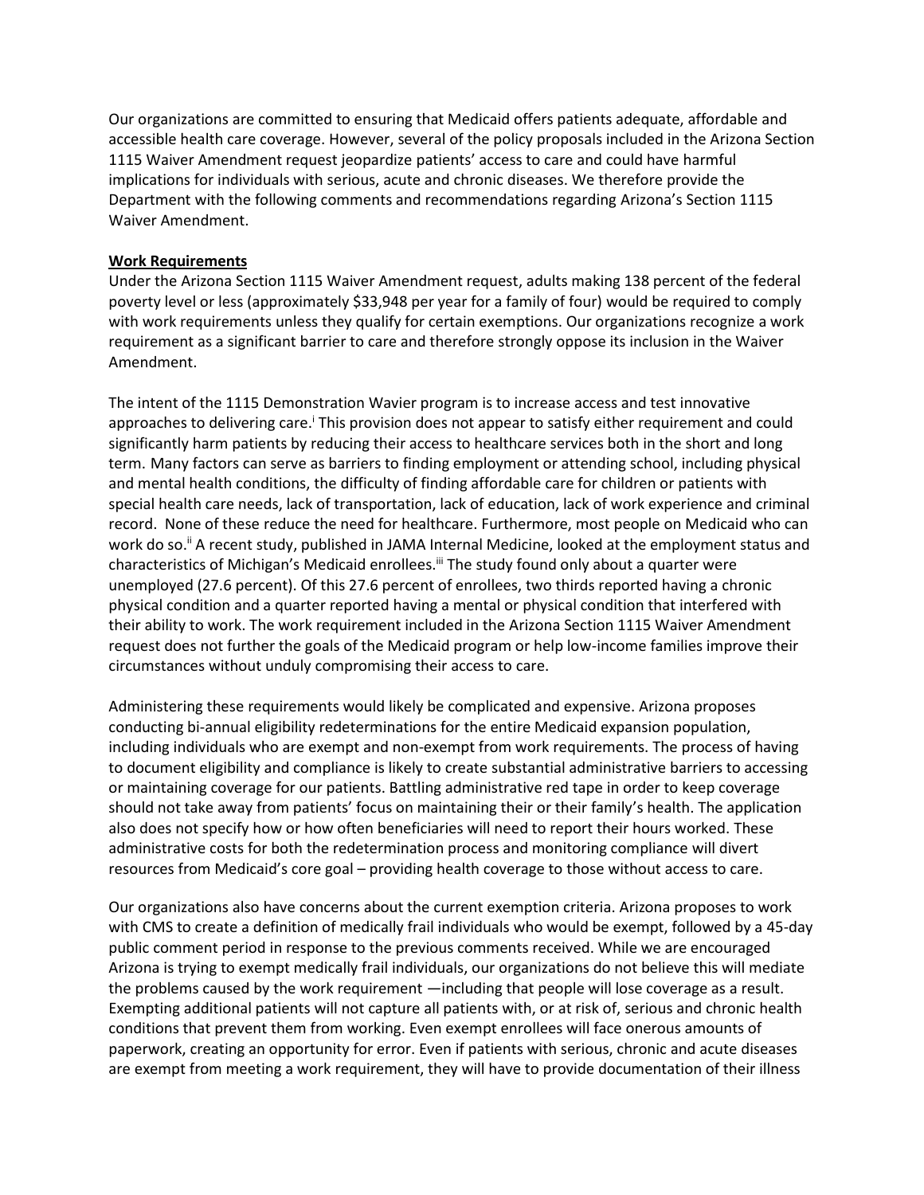Our organizations are committed to ensuring that Medicaid offers patients adequate, affordable and accessible health care coverage. However, several of the policy proposals included in the Arizona Section 1115 Waiver Amendment request jeopardize patients' access to care and could have harmful implications for individuals with serious, acute and chronic diseases. We therefore provide the Department with the following comments and recommendations regarding Arizona's Section 1115 Waiver Amendment.

**Work Requirements**

Under the Arizona Section 1115 Waiver Amendment request, adults making 138 percent of the federal poverty level or less (approximately $33,948 per year for a family of four) would be required to comply with work requirements unless they qualify for certain exemptions. Our organizations recognize a work requirement as a significant barrier to care and therefore strongly oppose its inclusion in the Waiver Amendment.

The intent of the 1115 Demonstration Wavier program is to increase access and test innovative approaches to delivering care.[i] This provision does not appear to satisfy either requirement and could significantly harm patients by reducing their access to healthcare services both in the short and long term. Many factors can serve as barriers to finding employment or attending school, including physical and mental health conditions, the difficulty of finding affordable care for children or patients with special health care needs, lack of transportation, lack of education, lack of work experience and criminal record. None of these reduce the need for healthcare. Furthermore, most people on Medicaid who can work do so.[ii] A recent study, published in JAMA Internal Medicine, looked at the employment status and characteristics of Michigan's Medicaid enrollees.[iii] The study found only about a quarter were unemployed (27.6 percent). Of this 27.6 percent of enrollees, two thirds reported having a chronic physical condition and a quarter reported having a mental or physical condition that interfered with their ability to work. The work requirement included in the Arizona Section 1115 Waiver Amendment request does not further the goals of the Medicaid program or help low-income families improve their circumstances without unduly compromising their access to care.

Administering these requirements would likely be complicated and expensive. Arizona proposes conducting bi-annual eligibility redeterminations for the entire Medicaid expansion population, including individuals who are exempt and non-exempt from work requirements. The process of having to document eligibility and compliance is likely to create substantial administrative barriers to accessing or maintaining coverage for our patients. Battling administrative red tape in order to keep coverage should not take away from patients' focus on maintaining their or their family's health. The application also does not specify how or how often beneficiaries will need to report their hours worked. These administrative costs for both the redetermination process and monitoring compliance will divert resources from Medicaid's core goal – providing health coverage to those without access to care.

Our organizations also have concerns about the current exemption criteria. Arizona proposes to work with CMS to create a definition of medically frail individuals who would be exempt, followed by a 45-day public comment period in response to the previous comments received. While we are encouraged Arizona is trying to exempt medically frail individuals, our organizations do not believe this will mediate the problems caused by the work requirement —including that people will lose coverage as a result. Exempting additional patients will not capture all patients with, or at risk of, serious and chronic health conditions that prevent them from working. Even exempt enrollees will face onerous amounts of paperwork, creating an opportunity for error. Even if patients with serious, chronic and acute diseases are exempt from meeting a work requirement, they will have to provide documentation of their illness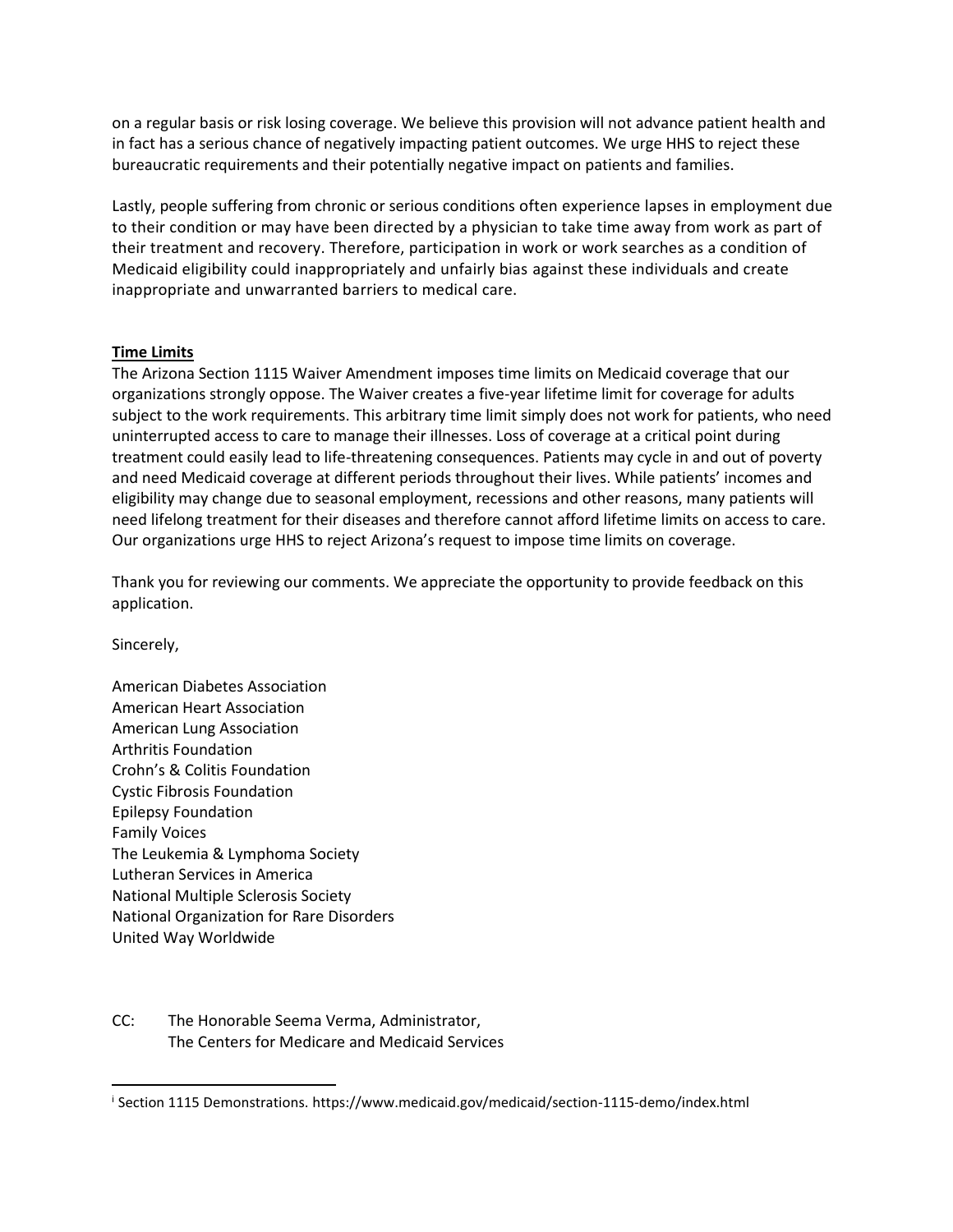on a regular basis or risk losing coverage. We believe this provision will not advance patient health and in fact has a serious chance of negatively impacting patient outcomes. We urge HHS to reject these bureaucratic requirements and their potentially negative impact on patients and families.

Lastly, people suffering from chronic or serious conditions often experience lapses in employment due to their condition or may have been directed by a physician to take time away from work as part of their treatment and recovery. Therefore, participation in work or work searches as a condition of Medicaid eligibility could inappropriately and unfairly bias against these individuals and create inappropriate and unwarranted barriers to medical care.

**Time Limits**

The Arizona Section 1115 Waiver Amendment imposes time limits on Medicaid coverage that our organizations strongly oppose. The Waiver creates a five-year lifetime limit for coverage for adults subject to the work requirements. This arbitrary time limit simply does not work for patients, who need uninterrupted access to care to manage their illnesses. Loss of coverage at a critical point during treatment could easily lead to life-threatening consequences. Patients may cycle in and out of poverty and need Medicaid coverage at different periods throughout their lives. While patients' incomes and eligibility may change due to seasonal employment, recessions and other reasons, many patients will need lifelong treatment for their diseases and therefore cannot afford lifetime limits on access to care. Our organizations urge HHS to reject Arizona's request to impose time limits on coverage.

Thank you for reviewing our comments. We appreciate the opportunity to provide feedback on this application.

Sincerely,

American Diabetes Association
American Heart Association
American Lung Association
Arthritis Foundation
Crohn's & Colitis Foundation
Cystic Fibrosis Foundation
Epilepsy Foundation
Family Voices
The Leukemia & Lymphoma Society
Lutheran Services in America
National Multiple Sclerosis Society
National Organization for Rare Disorders
United Way Worldwide

CC: The Honorable Seema Verma, Administrator,
The Centers for Medicare and Medicaid Services

---

[i] Section 1115 Demonstrations. https://www.medicaid.gov/medicaid/section-1115-demo/index.html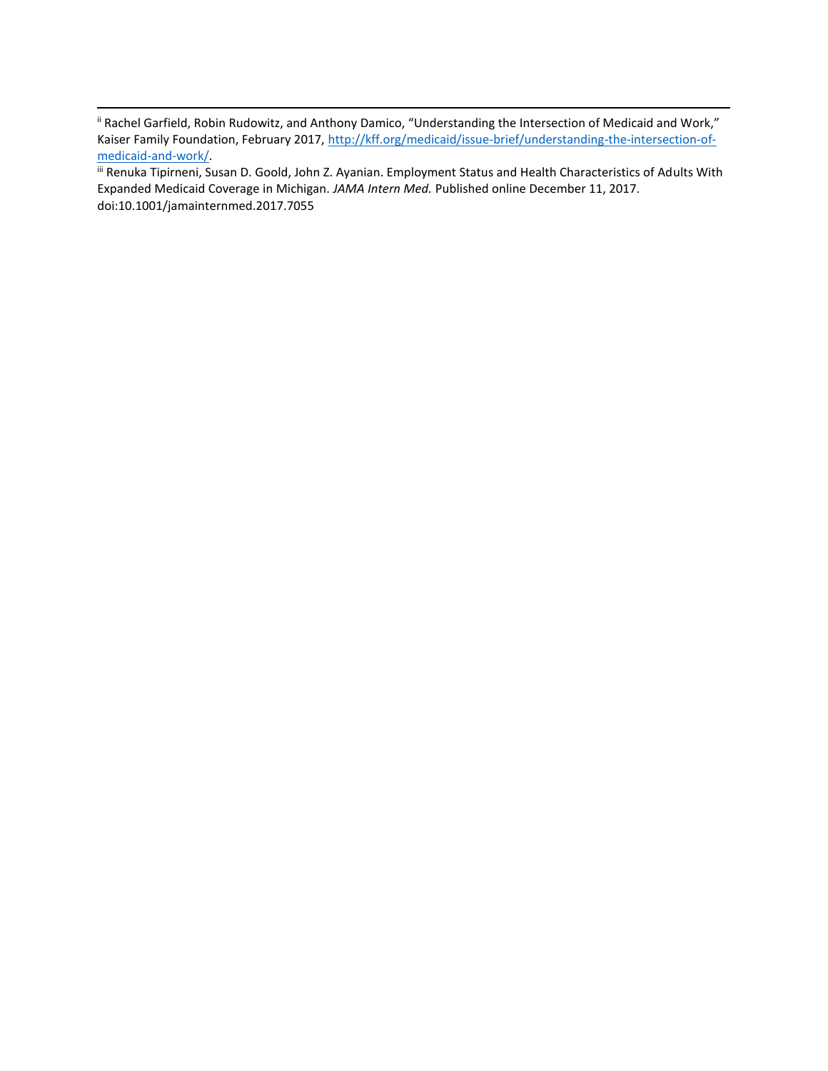---

[ii] Rachel Garfield, Robin Rudowitz, and Anthony Damico, "Understanding the Intersection of Medicaid and Work," Kaiser Family Foundation, February 2017, [http://kff.org/medicaid/issue-brief/understanding-the-intersection-of-medicaid-and-work/](http://kff.org/medicaid/issue-brief/understanding-the-intersection-of-medicaid-and-work/).

[iii] Renuka Tipirneni, Susan D. Goold, John Z. Ayanian. Employment Status and Health Characteristics of Adults With Expanded Medicaid Coverage in Michigan. *JAMA Intern Med.* Published online December 11, 2017. doi:10.1001/jamainternmed.2017.7055